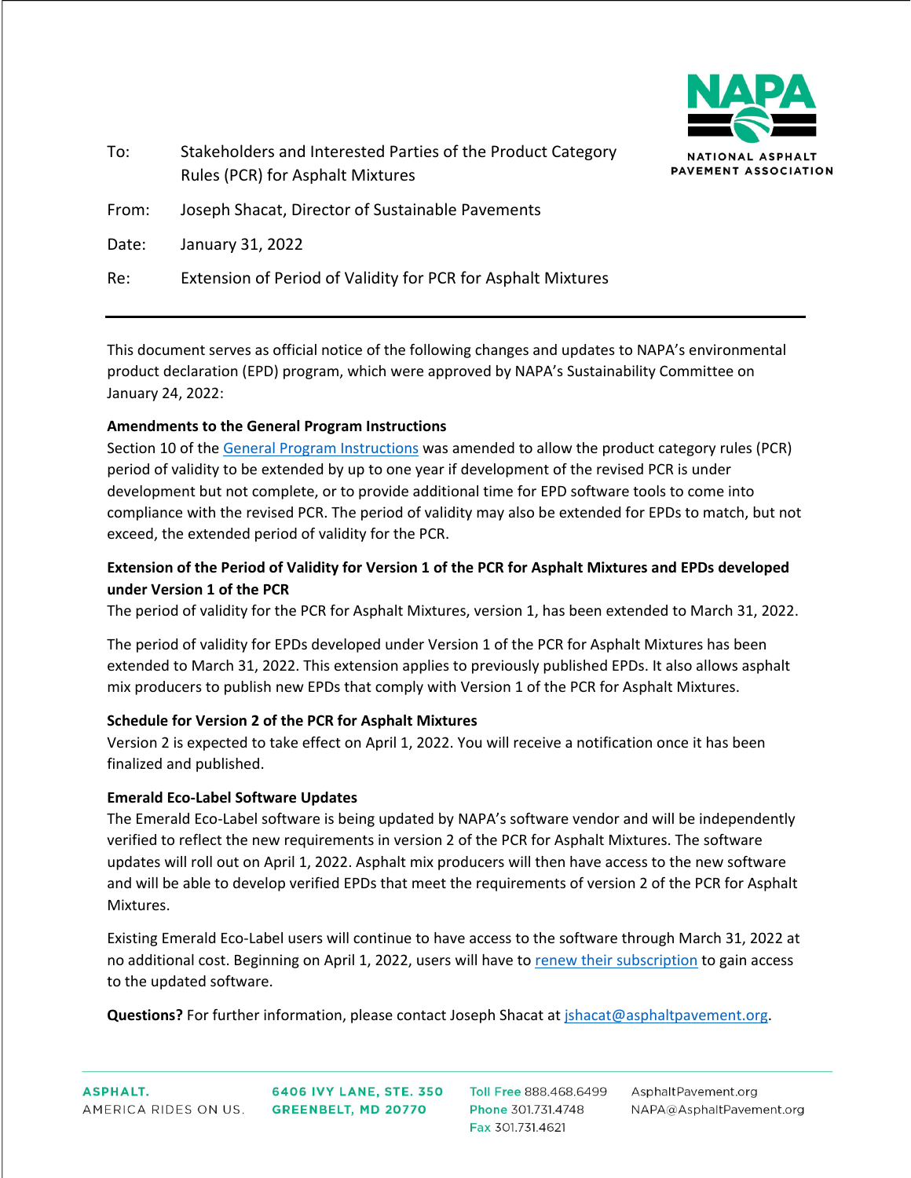NAPA
NATIONAL ASPHALT PAVEMENT ASSOCIATION

| | |
|---|---|
| To: | Stakeholders and Interested Parties of the Product Category Rules (PCR) for Asphalt Mixtures |
| From: | Joseph Shacat, Director of Sustainable Pavements |
| Date: | January 31, 2022 |
| Re: | Extension of Period of Validity for PCR for Asphalt Mixtures |

---

This document serves as official notice of the following changes and updates to NAPA's environmental product declaration (EPD) program, which were approved by NAPA's Sustainability Committee on January 24, 2022:

**Amendments to the General Program Instructions**

Section 10 of the [General Program Instructions]() was amended to allow the product category rules (PCR) period of validity to be extended by up to one year if development of the revised PCR is under development but not complete, or to provide additional time for EPD software tools to come into compliance with the revised PCR. The period of validity may also be extended for EPDs to match, but not exceed, the extended period of validity for the PCR.

**Extension of the Period of Validity for Version 1 of the PCR for Asphalt Mixtures and EPDs developed under Version 1 of the PCR**

The period of validity for the PCR for Asphalt Mixtures, version 1, has been extended to March 31, 2022.

The period of validity for EPDs developed under Version 1 of the PCR for Asphalt Mixtures has been extended to March 31, 2022. This extension applies to previously published EPDs. It also allows asphalt mix producers to publish new EPDs that comply with Version 1 of the PCR for Asphalt Mixtures.

**Schedule for Version 2 of the PCR for Asphalt Mixtures**

Version 2 is expected to take effect on April 1, 2022. You will receive a notification once it has been finalized and published.

**Emerald Eco-Label Software Updates**

The Emerald Eco-Label software is being updated by NAPA's software vendor and will be independently verified to reflect the new requirements in version 2 of the PCR for Asphalt Mixtures. The software updates will roll out on April 1, 2022. Asphalt mix producers will then have access to the new software and will be able to develop verified EPDs that meet the requirements of version 2 of the PCR for Asphalt Mixtures.

Existing Emerald Eco-Label users will continue to have access to the software through March 31, 2022 at no additional cost. Beginning on April 1, 2022, users will have to [renew their subscription]() to gain access to the updated software.

**Questions?** For further information, please contact Joseph Shacat at jshacat@asphaltpavement.org.

ASPHALT. AMERICA RIDES ON US. | 6406 IVY LANE, STE. 350 GREENBELT, MD 20770 | Toll Free 888.468.6499 Phone 301.731.4748 Fax 301.731.4621 | AsphaltPavement.org NAPA@AsphaltPavement.org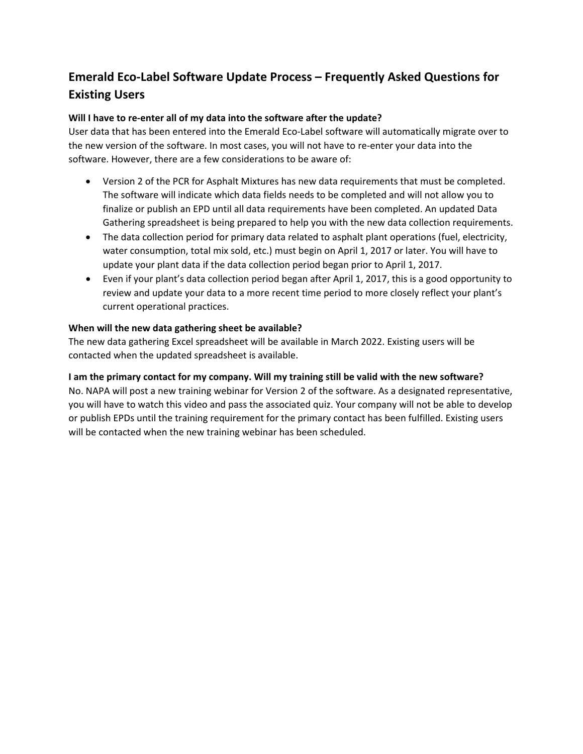## Emerald Eco-Label Software Update Process – Frequently Asked Questions for Existing Users

**Will I have to re-enter all of my data into the software after the update?**

User data that has been entered into the Emerald Eco-Label software will automatically migrate over to the new version of the software. In most cases, you will not have to re-enter your data into the software. However, there are a few considerations to be aware of:

- Version 2 of the PCR for Asphalt Mixtures has new data requirements that must be completed. The software will indicate which data fields needs to be completed and will not allow you to finalize or publish an EPD until all data requirements have been completed. An updated Data Gathering spreadsheet is being prepared to help you with the new data collection requirements.
- The data collection period for primary data related to asphalt plant operations (fuel, electricity, water consumption, total mix sold, etc.) must begin on April 1, 2017 or later. You will have to update your plant data if the data collection period began prior to April 1, 2017.
- Even if your plant's data collection period began after April 1, 2017, this is a good opportunity to review and update your data to a more recent time period to more closely reflect your plant's current operational practices.

**When will the new data gathering sheet be available?**

The new data gathering Excel spreadsheet will be available in March 2022. Existing users will be contacted when the updated spreadsheet is available.

**I am the primary contact for my company. Will my training still be valid with the new software?**

No. NAPA will post a new training webinar for Version 2 of the software. As a designated representative, you will have to watch this video and pass the associated quiz. Your company will not be able to develop or publish EPDs until the training requirement for the primary contact has been fulfilled. Existing users will be contacted when the new training webinar has been scheduled.